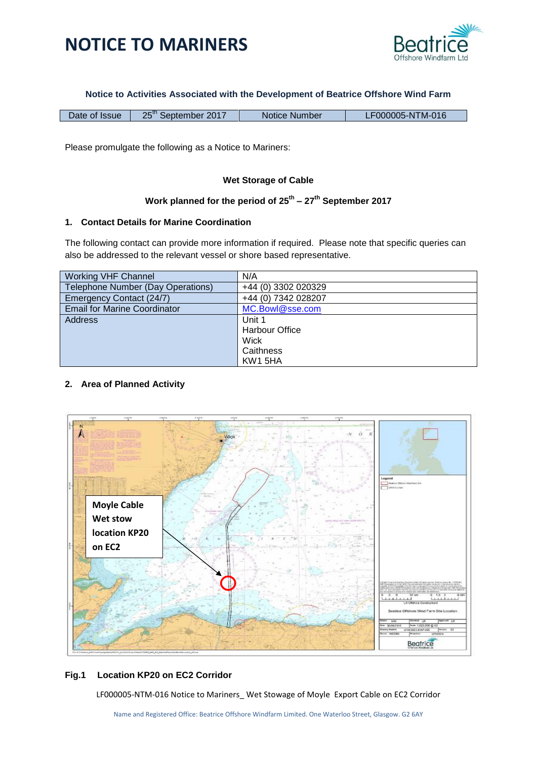# NOTICE TO MARINERS

**Notice to Activities Associated with the Development of Beatrice Offshore Wind Farm**

| Date of Issue | 25th September 2017 | Notice Number | LF000005-NTM-016 |
|---|---|---|---|

Please promulgate the following as a Notice to Mariners:

**Wet Storage of Cable**

**Work planned for the period of 25th – 27th September 2017**

## 1. Contact Details for Marine Coordination

The following contact can provide more information if required. Please note that specific queries can also be addressed to the relevant vessel or shore based representative.

| | |
|---|---|
| Working VHF Channel | N/A |
| Telephone Number (Day Operations) | +44 (0) 3302 020329 |
| Emergency Contact (24/7) | +44 (0) 7342 028207 |
| Email for Marine Coordinator | MC.Bowl@sse.com |
| Address | Unit 1<br>Harbour Office<br>Wick<br>Caithness<br>KW1 5HA |

## 2. Area of Planned Activity

Moyle Cable Wet stow location KP20 on EC2

**Fig.1 Location KP20 on EC2 Corridor**

LF000005-NTM-016 Notice to Mariners_ Wet Stowage of Moyle Export Cable on EC2 Corridor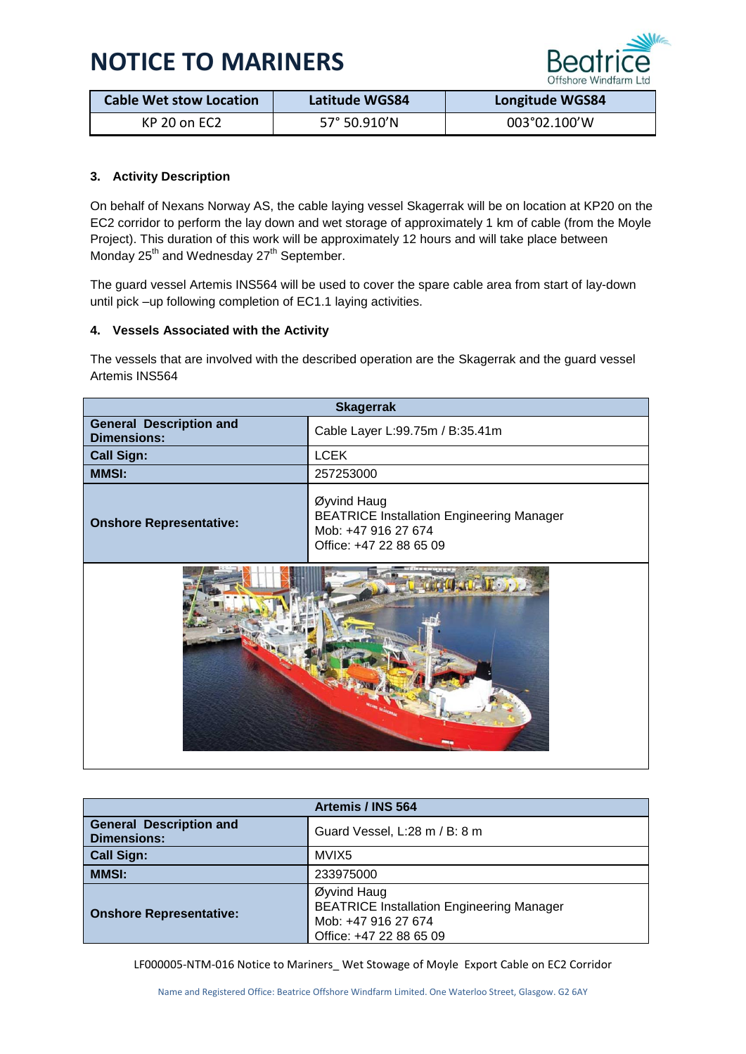| Cable Wet stow Location | Latitude WGS84 | Longitude WGS84 |
|---|---|---|
| KP 20 on EC2 | 57° 50.910'N | 003°02.100'W |

### 3. Activity Description

On behalf of Nexans Norway AS, the cable laying vessel Skagerrak will be on location at KP20 on the EC2 corridor to perform the lay down and wet storage of approximately 1 km of cable (from the Moyle Project). This duration of this work will be approximately 12 hours and will take place between Monday 25th and Wednesday 27th September.

The guard vessel Artemis INS564 will be used to cover the spare cable area from start of lay-down until pick –up following completion of EC1.1 laying activities.

### 4. Vessels Associated with the Activity

The vessels that are involved with the described operation are the Skagerrak and the guard vessel Artemis INS564

| Skagerrak | |
|---|---|
| **General Description and Dimensions:** | Cable Layer L:99.75m / B:35.41m |
| **Call Sign:** | LCEK |
| **MMSI:** | 257253000 |
| **Onshore Representative:** | Øyvind Haug<br>BEATRICE Installation Engineering Manager<br>Mob: +47 916 27 674<br>Office: +47 22 88 65 09 |

| Artemis / INS 564 | |
|---|---|
| **General Description and Dimensions:** | Guard Vessel, L:28 m / B: 8 m |
| **Call Sign:** | MVIX5 |
| **MMSI:** | 233975000 |
| **Onshore Representative:** | Øyvind Haug<br>BEATRICE Installation Engineering Manager<br>Mob: +47 916 27 674<br>Office: +47 22 88 65 09 |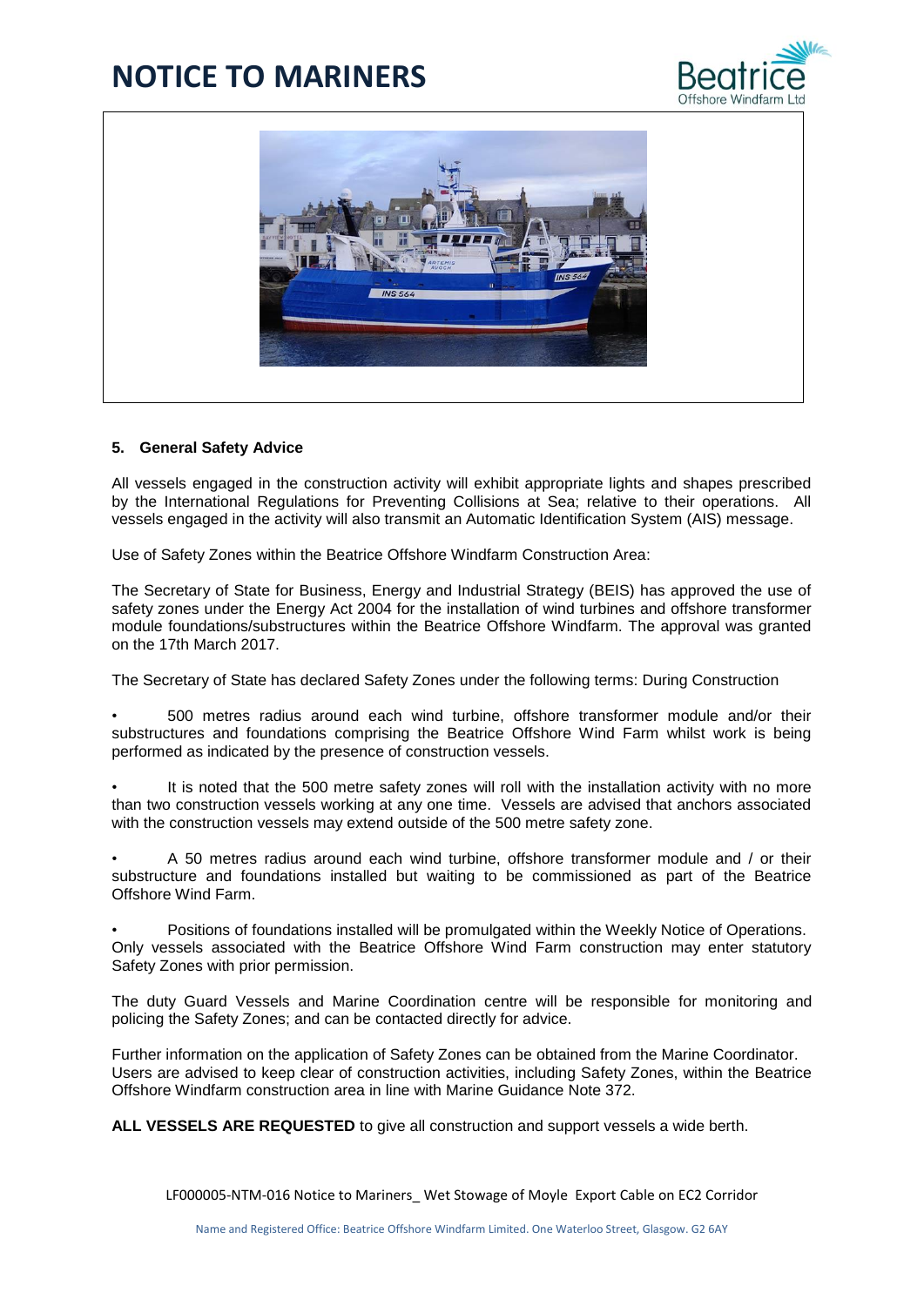# NOTICE TO MARINERS

### 5. General Safety Advice

All vessels engaged in the construction activity will exhibit appropriate lights and shapes prescribed by the International Regulations for Preventing Collisions at Sea; relative to their operations. All vessels engaged in the activity will also transmit an Automatic Identification System (AIS) message.

Use of Safety Zones within the Beatrice Offshore Windfarm Construction Area:

The Secretary of State for Business, Energy and Industrial Strategy (BEIS) has approved the use of safety zones under the Energy Act 2004 for the installation of wind turbines and offshore transformer module foundations/substructures within the Beatrice Offshore Windfarm. The approval was granted on the 17th March 2017.

The Secretary of State has declared Safety Zones under the following terms: During Construction

- 500 metres radius around each wind turbine, offshore transformer module and/or their substructures and foundations comprising the Beatrice Offshore Wind Farm whilst work is being performed as indicated by the presence of construction vessels.
- It is noted that the 500 metre safety zones will roll with the installation activity with no more than two construction vessels working at any one time. Vessels are advised that anchors associated with the construction vessels may extend outside of the 500 metre safety zone.
- A 50 metres radius around each wind turbine, offshore transformer module and / or their substructure and foundations installed but waiting to be commissioned as part of the Beatrice Offshore Wind Farm.
- Positions of foundations installed will be promulgated within the Weekly Notice of Operations. Only vessels associated with the Beatrice Offshore Wind Farm construction may enter statutory Safety Zones with prior permission.

The duty Guard Vessels and Marine Coordination centre will be responsible for monitoring and policing the Safety Zones; and can be contacted directly for advice.

Further information on the application of Safety Zones can be obtained from the Marine Coordinator.
Users are advised to keep clear of construction activities, including Safety Zones, within the Beatrice Offshore Windfarm construction area in line with Marine Guidance Note 372.

**ALL VESSELS ARE REQUESTED** to give all construction and support vessels a wide berth.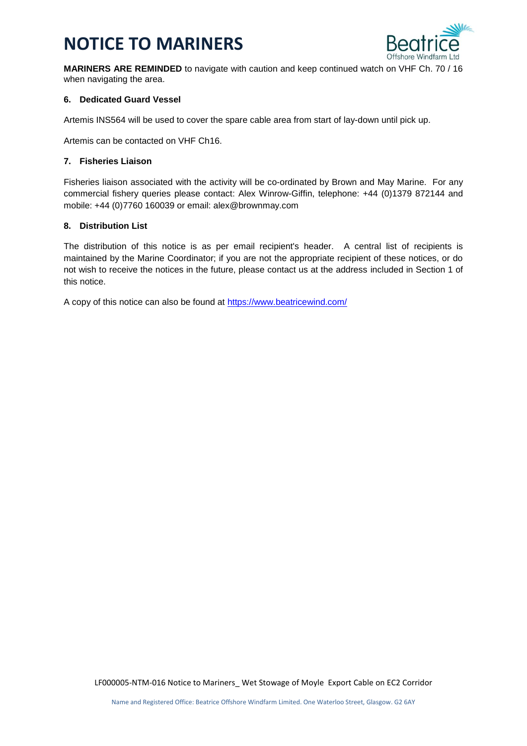**MARINERS ARE REMINDED** to navigate with caution and keep continued watch on VHF Ch. 70 / 16 when navigating the area.

#### 6. Dedicated Guard Vessel

Artemis INS564 will be used to cover the spare cable area from start of lay-down until pick up.

Artemis can be contacted on VHF Ch16.

#### 7. Fisheries Liaison

Fisheries liaison associated with the activity will be co-ordinated by Brown and May Marine. For any commercial fishery queries please contact: Alex Winrow-Giffin, telephone: +44 (0)1379 872144 and mobile: +44 (0)7760 160039 or email: alex@brownmay.com

#### 8. Distribution List

The distribution of this notice is as per email recipient's header. A central list of recipients is maintained by the Marine Coordinator; if you are not the appropriate recipient of these notices, or do not wish to receive the notices in the future, please contact us at the address included in Section 1 of this notice.

A copy of this notice can also be found at [https://www.beatricewind.com/](https://www.beatricewind.com/)